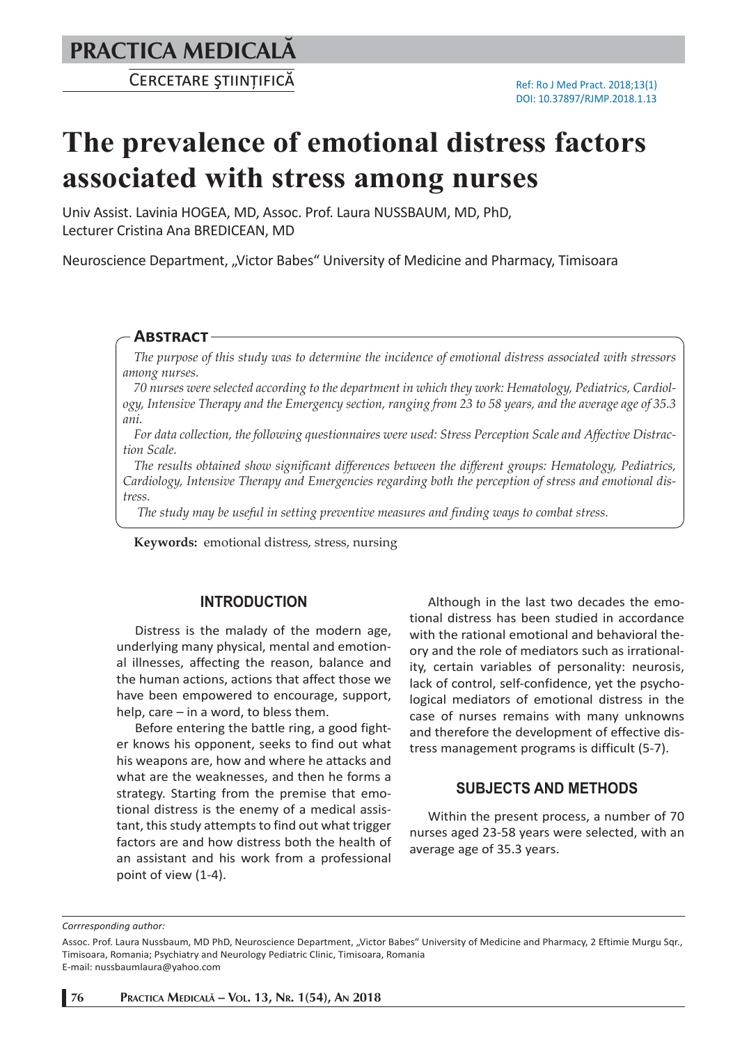# The prevalence of emotional distress factors associated with stress among nurses

Univ Assist. Lavinia HOGEA, MD, Assoc. Prof. Laura NUSSBAUM, MD, PhD, Lecturer Cristina Ana BREDICEAN, MD

Neuroscience Department, „Victor Babes" University of Medicine and Pharmacy, Timisoara

## Abstract

*The purpose of this study was to determine the incidence of emotional distress associated with stressors among nurses.*

*70 nurses were selected according to the department in which they work: Hematology, Pediatrics, Cardiology, Intensive Therapy and the Emergency section, ranging from 23 to 58 years, and the average age of 35.3 ani.*

*For data collection, the following questionnaires were used: Stress Perception Scale and Affective Distraction Scale.*

*The results obtained show significant differences between the different groups: Hematology, Pediatrics, Cardiology, Intensive Therapy and Emergencies regarding both the perception of stress and emotional distress.*

*The study may be useful in setting preventive measures and finding ways to combat stress.*

**Keywords:** emotional distress, stress, nursing

## INTRODUCTION

Distress is the malady of the modern age, underlying many physical, mental and emotional illnesses, affecting the reason, balance and the human actions, actions that affect those we have been empowered to encourage, support, help, care – in a word, to bless them.

Before entering the battle ring, a good fighter knows his opponent, seeks to find out what his weapons are, how and where he attacks and what are the weaknesses, and then he forms a strategy. Starting from the premise that emotional distress is the enemy of a medical assistant, this study attempts to find out what trigger factors are and how distress both the health of an assistant and his work from a professional point of view (1-4).

Although in the last two decades the emotional distress has been studied in accordance with the rational emotional and behavioral theory and the role of mediators such as irrationality, certain variables of personality: neurosis, lack of control, self-confidence, yet the psychological mediators of emotional distress in the case of nurses remains with many unknowns and therefore the development of effective distress management programs is difficult (5-7).

## SUBJECTS AND METHODS

Within the present process, a number of 70 nurses aged 23-58 years were selected, with an average age of 35.3 years.

*Corrresponding author:*

Assoc. Prof. Laura Nussbaum, MD PhD, Neuroscience Department, „Victor Babes" University of Medicine and Pharmacy, 2 Eftimie Murgu Sqr., Timisoara, Romania; Psychiatry and Neurology Pediatric Clinic, Timisoara, Romania
E-mail: nussbaumlaura@yahoo.com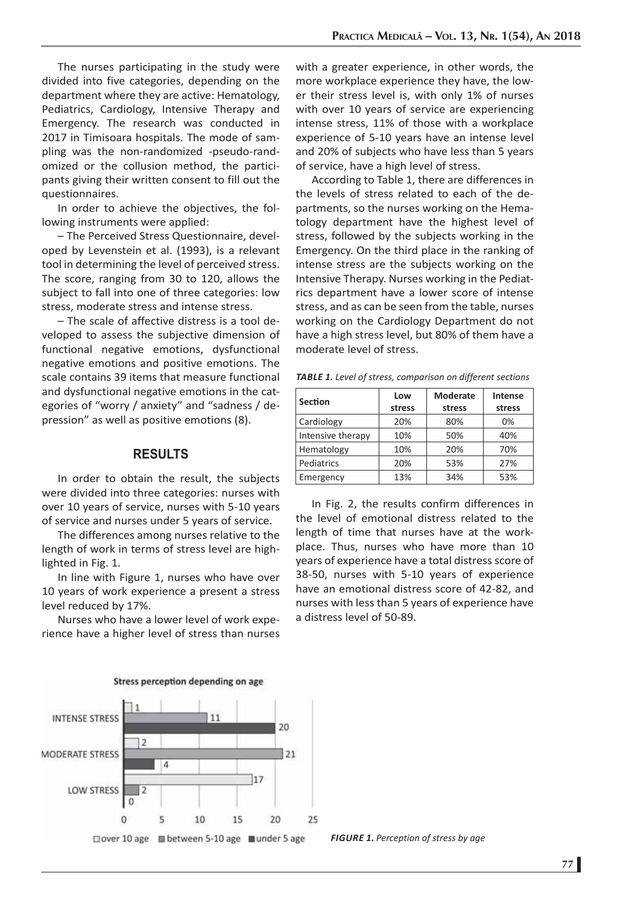The nurses participating in the study were divided into five categories, depending on the department where they are active: Hematology, Pediatrics, Cardiology, Intensive Therapy and Emergency. The research was conducted in 2017 in Timisoara hospitals. The mode of sampling was the non-randomized -pseudo-randomized or the collusion method, the participants giving their written consent to fill out the questionnaires.

In order to achieve the objectives, the following instruments were applied:

– The Perceived Stress Questionnaire, developed by Levenstein et al. (1993), is a relevant tool in determining the level of perceived stress. The score, ranging from 30 to 120, allows the subject to fall into one of three categories: low stress, moderate stress and intense stress.

– The scale of affective distress is a tool developed to assess the subjective dimension of functional negative emotions, dysfunctional negative emotions and positive emotions. The scale contains 39 items that measure functional and dysfunctional negative emotions in the categories of "worry / anxiety" and "sadness / depression" as well as positive emotions (8).

## RESULTS

In order to obtain the result, the subjects were divided into three categories: nurses with over 10 years of service, nurses with 5-10 years of service and nurses under 5 years of service.

The differences among nurses relative to the length of work in terms of stress level are highlighted in Fig. 1.

In line with Figure 1, nurses who have over 10 years of work experience a present a stress level reduced by 17%.

Nurses who have a lower level of work experience have a higher level of stress than nurses with a greater experience, in other words, the more workplace experience they have, the lower their stress level is, with only 1% of nurses with over 10 years of service are experiencing intense stress, 11% of those with a workplace experience of 5-10 years have an intense level and 20% of subjects who have less than 5 years of service, have a high level of stress.

According to Table 1, there are differences in the levels of stress related to each of the departments, so the nurses working on the Hematology department have the highest level of stress, followed by the subjects working in the Emergency. On the third place in the ranking of intense stress are the subjects working on the Intensive Therapy. Nurses working in the Pediatrics department have a lower score of intense stress, and as can be seen from the table, nurses working on the Cardiology Department do not have a high stress level, but 80% of them have a moderate level of stress.

***TABLE 1.*** *Level of stress, comparison on different sections*

| Section | Low stress | Moderate stress | Intense stress |
|---|---|---|---|
| Cardiology | 20% | 80% | 0% |
| Intensive therapy | 10% | 50% | 40% |
| Hematology | 10% | 20% | 70% |
| Pediatrics | 20% | 53% | 27% |
| Emergency | 13% | 34% | 53% |

In Fig. 2, the results confirm differences in the level of emotional distress related to the length of time that nurses have at the workplace. Thus, nurses who have more than 10 years of experience have a total distress score of 38-50, nurses with 5-10 years of experience have an emotional distress score of 42-82, and nurses with less than 5 years of experience have a distress level of 50-89.

Stress perception depending on age

| | over 10 age | between 5-10 age | under 5 age |
|---|---|---|---|
| INTENSE STRESS | 1 | 11 | 20 |
| MODERATE STRESS | 2 | 21 | 4 |
| LOW STRESS | 17 | 2 | 0 |

***FIGURE 1.*** *Perception of stress by age*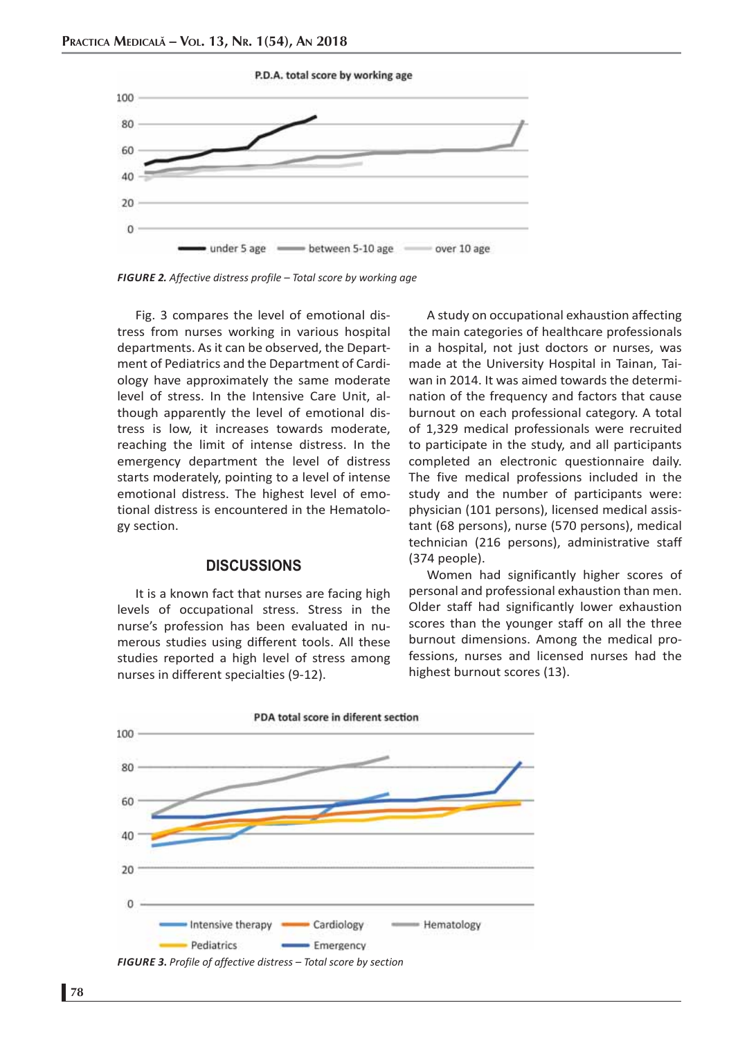FIGURE 2. *Affective distress profile – Total score by working age*

Fig. 3 compares the level of emotional distress from nurses working in various hospital departments. As it can be observed, the Department of Pediatrics and the Department of Cardiology have approximately the same moderate level of stress. In the Intensive Care Unit, although apparently the level of emotional distress is low, it increases towards moderate, reaching the limit of intense distress. In the emergency department the level of distress starts moderately, pointing to a level of intense emotional distress. The highest level of emotional distress is encountered in the Hematology section.

## DISCUSSIONS

It is a known fact that nurses are facing high levels of occupational stress. Stress in the nurse's profession has been evaluated in numerous studies using different tools. All these studies reported a high level of stress among nurses in different specialties (9-12).

A study on occupational exhaustion affecting the main categories of healthcare professionals in a hospital, not just doctors or nurses, was made at the University Hospital in Tainan, Taiwan in 2014. It was aimed towards the determination of the frequency and factors that cause burnout on each professional category. A total of 1,329 medical professionals were recruited to participate in the study, and all participants completed an electronic questionnaire daily. The five medical professions included in the study and the number of participants were: physician (101 persons), licensed medical assistant (68 persons), nurse (570 persons), medical technician (216 persons), administrative staff (374 people).

Women had significantly higher scores of personal and professional exhaustion than men. Older staff had significantly lower exhaustion scores than the younger staff on all the three burnout dimensions. Among the medical professions, nurses and licensed nurses had the highest burnout scores (13).

FIGURE 3. *Profile of affective distress – Total score by section*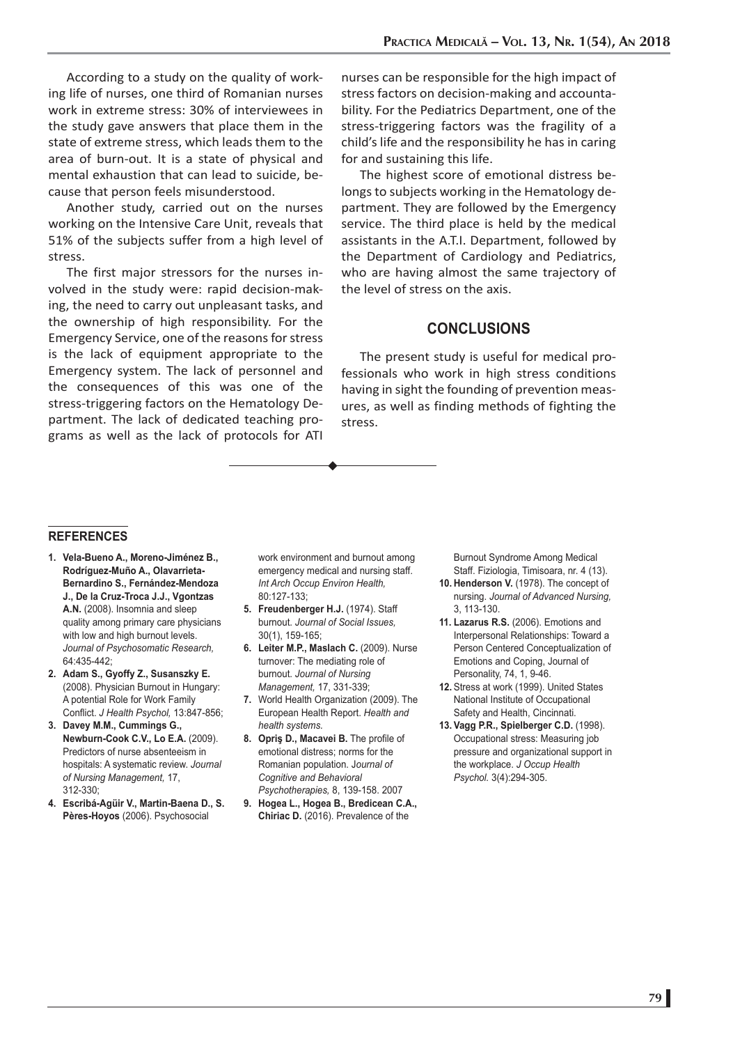According to a study on the quality of working life of nurses, one third of Romanian nurses work in extreme stress: 30% of interviewees in the study gave answers that place them in the state of extreme stress, which leads them to the area of burn-out. It is a state of physical and mental exhaustion that can lead to suicide, because that person feels misunderstood.

Another study, carried out on the nurses working on the Intensive Care Unit, reveals that 51% of the subjects suffer from a high level of stress.

The first major stressors for the nurses involved in the study were: rapid decision-making, the need to carry out unpleasant tasks, and the ownership of high responsibility. For the Emergency Service, one of the reasons for stress is the lack of equipment appropriate to the Emergency system. The lack of personnel and the consequences of this was one of the stress-triggering factors on the Hematology Department. The lack of dedicated teaching programs as well as the lack of protocols for ATI nurses can be responsible for the high impact of stress factors on decision-making and accountability. For the Pediatrics Department, one of the stress-triggering factors was the fragility of a child's life and the responsibility he has in caring for and sustaining this life.

The highest score of emotional distress belongs to subjects working in the Hematology department. They are followed by the Emergency service. The third place is held by the medical assistants in the A.T.I. Department, followed by the Department of Cardiology and Pediatrics, who are having almost the same trajectory of the level of stress on the axis.

## CONCLUSIONS

The present study is useful for medical professionals who work in high stress conditions having in sight the founding of prevention measures, as well as finding methods of fighting the stress.

## REFERENCES

1. **Vela-Bueno A., Moreno-Jiménez B., Rodríguez-Muño A., Olavarrieta-Bernardino S., Fernández-Mendoza J., De la Cruz-Troca J.J., Vgontzas A.N.** (2008). Insomnia and sleep quality among primary care physicians with low and high burnout levels. *Journal of Psychosomatic Research,* 64:435-442;
2. **Adam S., Gyoffy Z., Susanszky E.** (2008). Physician Burnout in Hungary: A potential Role for Work Family Conflict. *J Health Psychol,* 13:847-856;
3. **Davey M.M., Cummings G., Newburn-Cook C.V., Lo E.A.** (2009). Predictors of nurse absenteeism in hospitals: A systematic review. *Journal of Nursing Management,* 17, 312-330;
4. **Escribá-Agüir V., Martin-Baena D., S. Pères-Hoyos** (2006). Psychosocial work environment and burnout among emergency medical and nursing staff. *Int Arch Occup Environ Health,* 80:127-133;
5. **Freudenberger H.J.** (1974). Staff burnout. *Journal of Social Issues,* 30(1), 159-165;
6. **Leiter M.P., Maslach C.** (2009). Nurse turnover: The mediating role of burnout. *Journal of Nursing Management,* 17, 331-339;
7. World Health Organization (2009). The European Health Report. *Health and health systems.*
8. **Opriş D., Macavei B.** The profile of emotional distress; norms for the Romanian population. *Journal of Cognitive and Behavioral Psychotherapies,* 8, 139-158. 2007
9. **Hogea L., Hogea B., Bredicean C.A., Chiriac D.** (2016). Prevalence of the Burnout Syndrome Among Medical Staff. Fiziologia, Timisoara, nr. 4 (13).
10. **Henderson V.** (1978). The concept of nursing. *Journal of Advanced Nursing,* 3, 113-130.
11. **Lazarus R.S.** (2006). Emotions and Interpersonal Relationships: Toward a Person Centered Conceptualization of Emotions and Coping, Journal of Personality, 74, 1, 9-46.
12. Stress at work (1999). United States National Institute of Occupational Safety and Health, Cincinnati.
13. **Vagg P.R., Spielberger C.D.** (1998). Occupational stress: Measuring job pressure and organizational support in the workplace. *J Occup Health Psychol.* 3(4):294-305.